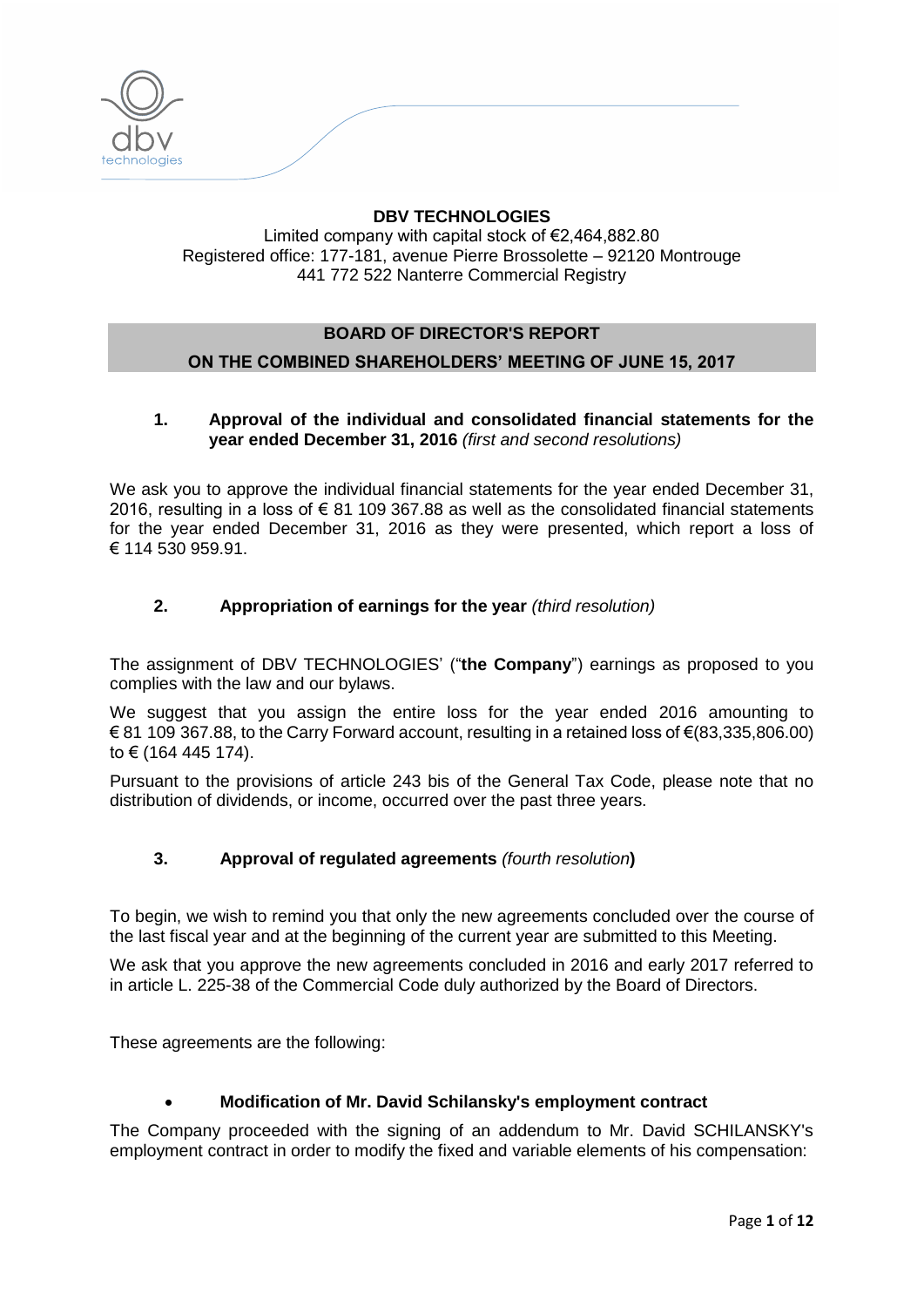**DBV TECHNOLOGIES**

Limited company with capital stock of €2,464,882.80
Registered office: 177-181, avenue Pierre Brossolette – 92120 Montrouge
441 772 522 Nanterre Commercial Registry

## BOARD OF DIRECTOR'S REPORT
## ON THE COMBINED SHAREHOLDERS' MEETING OF JUNE 15, 2017

### 1. Approval of the individual and consolidated financial statements for the year ended December 31, 2016 *(first and second resolutions)*

We ask you to approve the individual financial statements for the year ended December 31, 2016, resulting in a loss of € 81 109 367.88 as well as the consolidated financial statements for the year ended December 31, 2016 as they were presented, which report a loss of € 114 530 959.91.

### 2. Appropriation of earnings for the year *(third resolution)*

The assignment of DBV TECHNOLOGIES' ("**the Company**") earnings as proposed to you complies with the law and our bylaws.

We suggest that you assign the entire loss for the year ended 2016 amounting to € 81 109 367.88, to the Carry Forward account, resulting in a retained loss of €(83,335,806.00) to € (164 445 174).

Pursuant to the provisions of article 243 bis of the General Tax Code, please note that no distribution of dividends, or income, occurred over the past three years.

### 3. Approval of regulated agreements *(fourth resolution)*

To begin, we wish to remind you that only the new agreements concluded over the course of the last fiscal year and at the beginning of the current year are submitted to this Meeting.

We ask that you approve the new agreements concluded in 2016 and early 2017 referred to in article L. 225-38 of the Commercial Code duly authorized by the Board of Directors.

These agreements are the following:

- **Modification of Mr. David Schilansky's employment contract**

The Company proceeded with the signing of an addendum to Mr. David SCHILANSKY's employment contract in order to modify the fixed and variable elements of his compensation: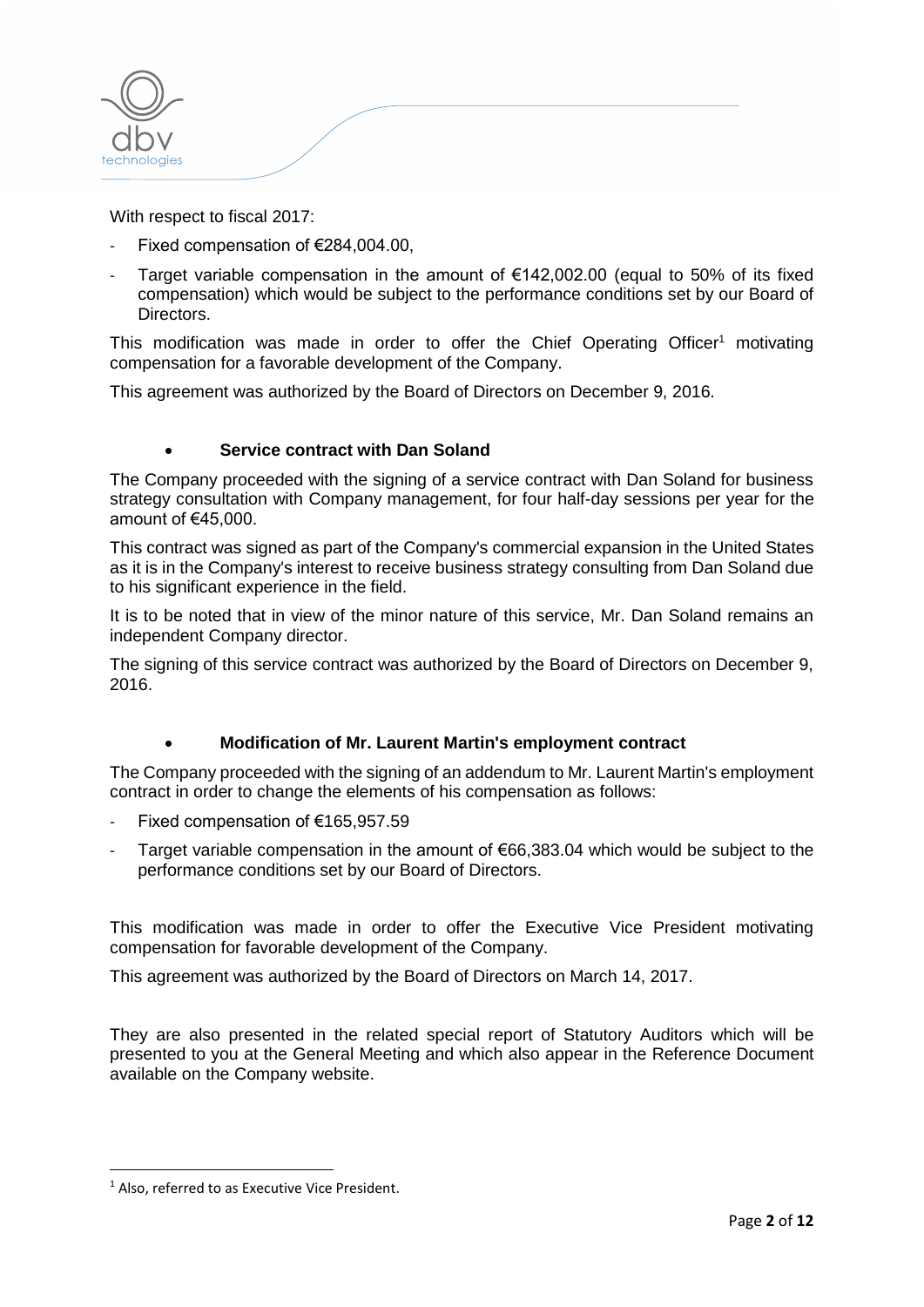With respect to fiscal 2017:

- Fixed compensation of €284,004.00,
- Target variable compensation in the amount of €142,002.00 (equal to 50% of its fixed compensation) which would be subject to the performance conditions set by our Board of Directors.

This modification was made in order to offer the Chief Operating Officer[1] motivating compensation for a favorable development of the Company.

This agreement was authorized by the Board of Directors on December 9, 2016.

- **Service contract with Dan Soland**

The Company proceeded with the signing of a service contract with Dan Soland for business strategy consultation with Company management, for four half-day sessions per year for the amount of €45,000.

This contract was signed as part of the Company's commercial expansion in the United States as it is in the Company's interest to receive business strategy consulting from Dan Soland due to his significant experience in the field.

It is to be noted that in view of the minor nature of this service, Mr. Dan Soland remains an independent Company director.

The signing of this service contract was authorized by the Board of Directors on December 9, 2016.

- **Modification of Mr. Laurent Martin's employment contract**

The Company proceeded with the signing of an addendum to Mr. Laurent Martin's employment contract in order to change the elements of his compensation as follows:

- Fixed compensation of €165,957.59
- Target variable compensation in the amount of €66,383.04 which would be subject to the performance conditions set by our Board of Directors.

This modification was made in order to offer the Executive Vice President motivating compensation for favorable development of the Company.

This agreement was authorized by the Board of Directors on March 14, 2017.

They are also presented in the related special report of Statutory Auditors which will be presented to you at the General Meeting and which also appear in the Reference Document available on the Company website.

[1] Also, referred to as Executive Vice President.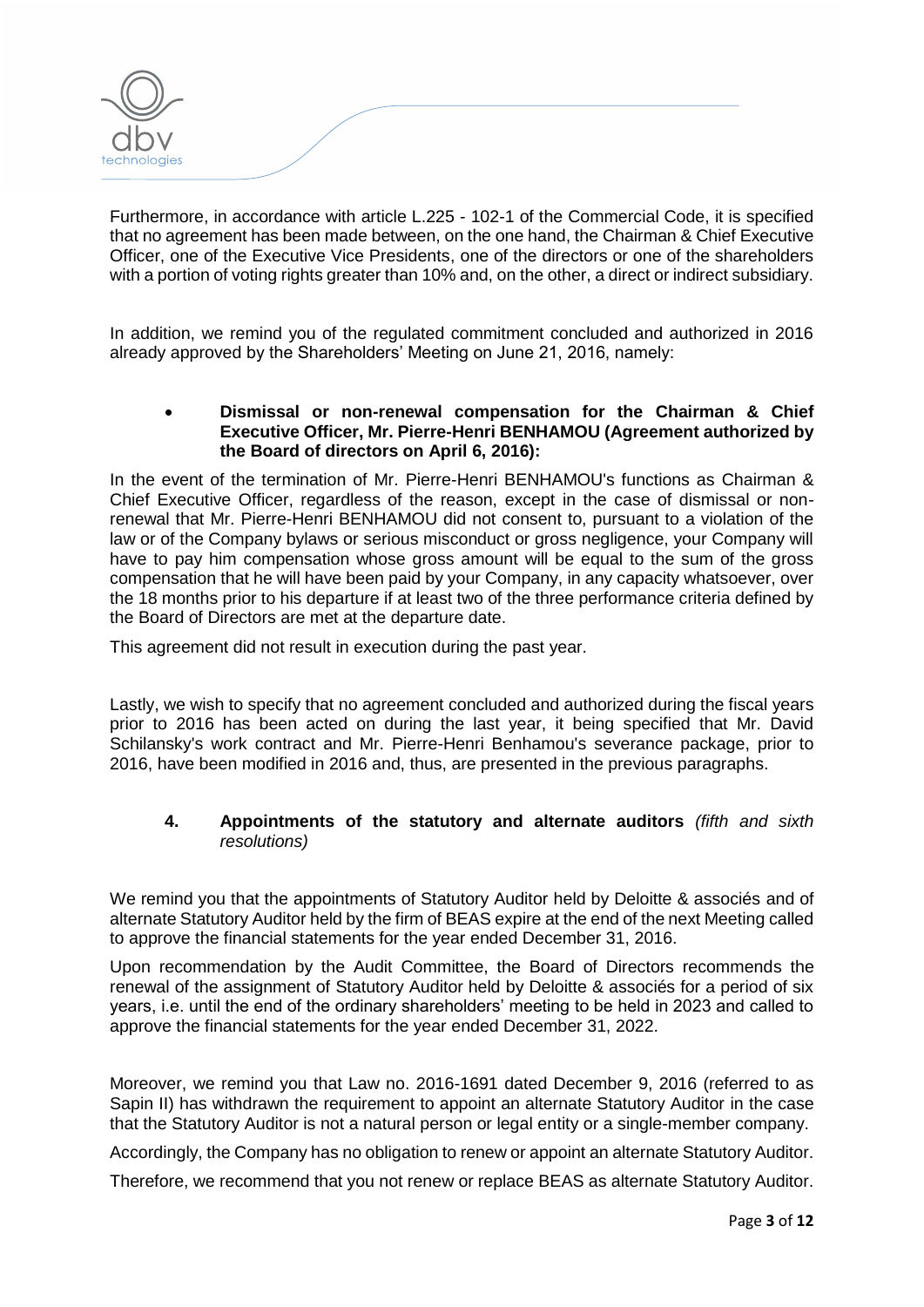Furthermore, in accordance with article L.225 - 102-1 of the Commercial Code, it is specified that no agreement has been made between, on the one hand, the Chairman & Chief Executive Officer, one of the Executive Vice Presidents, one of the directors or one of the shareholders with a portion of voting rights greater than 10% and, on the other, a direct or indirect subsidiary.

In addition, we remind you of the regulated commitment concluded and authorized in 2016 already approved by the Shareholders' Meeting on June 21, 2016, namely:

- **Dismissal or non-renewal compensation for the Chairman & Chief Executive Officer, Mr. Pierre-Henri BENHAMOU (Agreement authorized by the Board of directors on April 6, 2016):**

In the event of the termination of Mr. Pierre-Henri BENHAMOU's functions as Chairman & Chief Executive Officer, regardless of the reason, except in the case of dismissal or non-renewal that Mr. Pierre-Henri BENHAMOU did not consent to, pursuant to a violation of the law or of the Company bylaws or serious misconduct or gross negligence, your Company will have to pay him compensation whose gross amount will be equal to the sum of the gross compensation that he will have been paid by your Company, in any capacity whatsoever, over the 18 months prior to his departure if at least two of the three performance criteria defined by the Board of Directors are met at the departure date.

This agreement did not result in execution during the past year.

Lastly, we wish to specify that no agreement concluded and authorized during the fiscal years prior to 2016 has been acted on during the last year, it being specified that Mr. David Schilansky's work contract and Mr. Pierre-Henri Benhamou's severance package, prior to 2016, have been modified in 2016 and, thus, are presented in the previous paragraphs.

### 4. Appointments of the statutory and alternate auditors *(fifth and sixth resolutions)*

We remind you that the appointments of Statutory Auditor held by Deloitte & associés and of alternate Statutory Auditor held by the firm of BEAS expire at the end of the next Meeting called to approve the financial statements for the year ended December 31, 2016.

Upon recommendation by the Audit Committee, the Board of Directors recommends the renewal of the assignment of Statutory Auditor held by Deloitte & associés for a period of six years, i.e. until the end of the ordinary shareholders' meeting to be held in 2023 and called to approve the financial statements for the year ended December 31, 2022.

Moreover, we remind you that Law no. 2016-1691 dated December 9, 2016 (referred to as Sapin II) has withdrawn the requirement to appoint an alternate Statutory Auditor in the case that the Statutory Auditor is not a natural person or legal entity or a single-member company.

Accordingly, the Company has no obligation to renew or appoint an alternate Statutory Auditor.

Therefore, we recommend that you not renew or replace BEAS as alternate Statutory Auditor.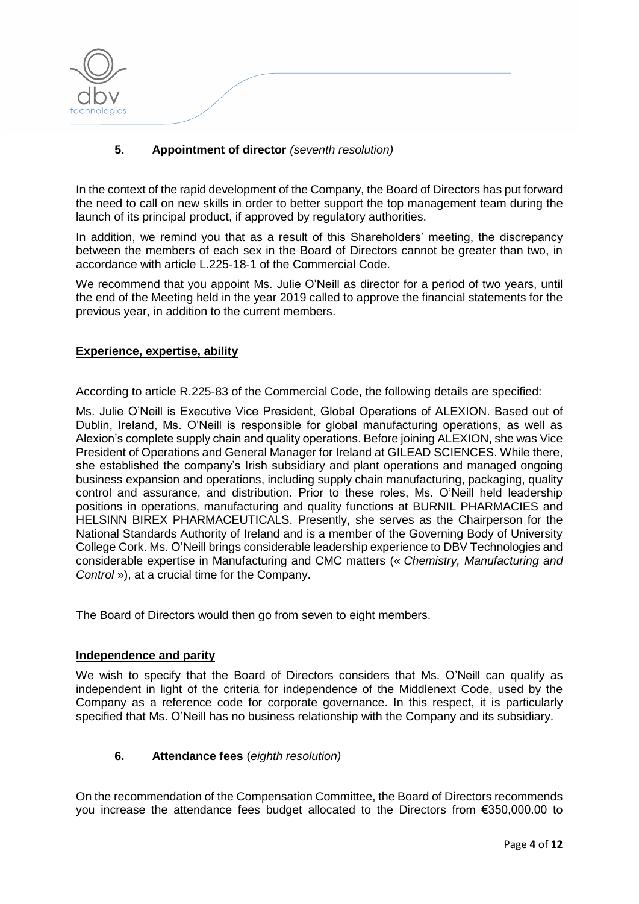## 5. Appointment of director *(seventh resolution)*

In the context of the rapid development of the Company, the Board of Directors has put forward the need to call on new skills in order to better support the top management team during the launch of its principal product, if approved by regulatory authorities.

In addition, we remind you that as a result of this Shareholders' meeting, the discrepancy between the members of each sex in the Board of Directors cannot be greater than two, in accordance with article L.225-18-1 of the Commercial Code.

We recommend that you appoint Ms. Julie O'Neill as director for a period of two years, until the end of the Meeting held in the year 2019 called to approve the financial statements for the previous year, in addition to the current members.

**Experience, expertise, ability**

According to article R.225-83 of the Commercial Code, the following details are specified:

Ms. Julie O'Neill is Executive Vice President, Global Operations of ALEXION. Based out of Dublin, Ireland, Ms. O'Neill is responsible for global manufacturing operations, as well as Alexion's complete supply chain and quality operations. Before joining ALEXION, she was Vice President of Operations and General Manager for Ireland at GILEAD SCIENCES. While there, she established the company's Irish subsidiary and plant operations and managed ongoing business expansion and operations, including supply chain manufacturing, packaging, quality control and assurance, and distribution. Prior to these roles, Ms. O'Neill held leadership positions in operations, manufacturing and quality functions at BURNIL PHARMACIES and HELSINN BIREX PHARMACEUTICALS. Presently, she serves as the Chairperson for the National Standards Authority of Ireland and is a member of the Governing Body of University College Cork. Ms. O'Neill brings considerable leadership experience to DBV Technologies and considerable expertise in Manufacturing and CMC matters (« *Chemistry, Manufacturing and Control* »), at a crucial time for the Company.

The Board of Directors would then go from seven to eight members.

**Independence and parity**

We wish to specify that the Board of Directors considers that Ms. O'Neill can qualify as independent in light of the criteria for independence of the Middlenext Code, used by the Company as a reference code for corporate governance. In this respect, it is particularly specified that Ms. O'Neill has no business relationship with the Company and its subsidiary.

## 6. Attendance fees (*eighth resolution)*

On the recommendation of the Compensation Committee, the Board of Directors recommends you increase the attendance fees budget allocated to the Directors from €350,000.00 to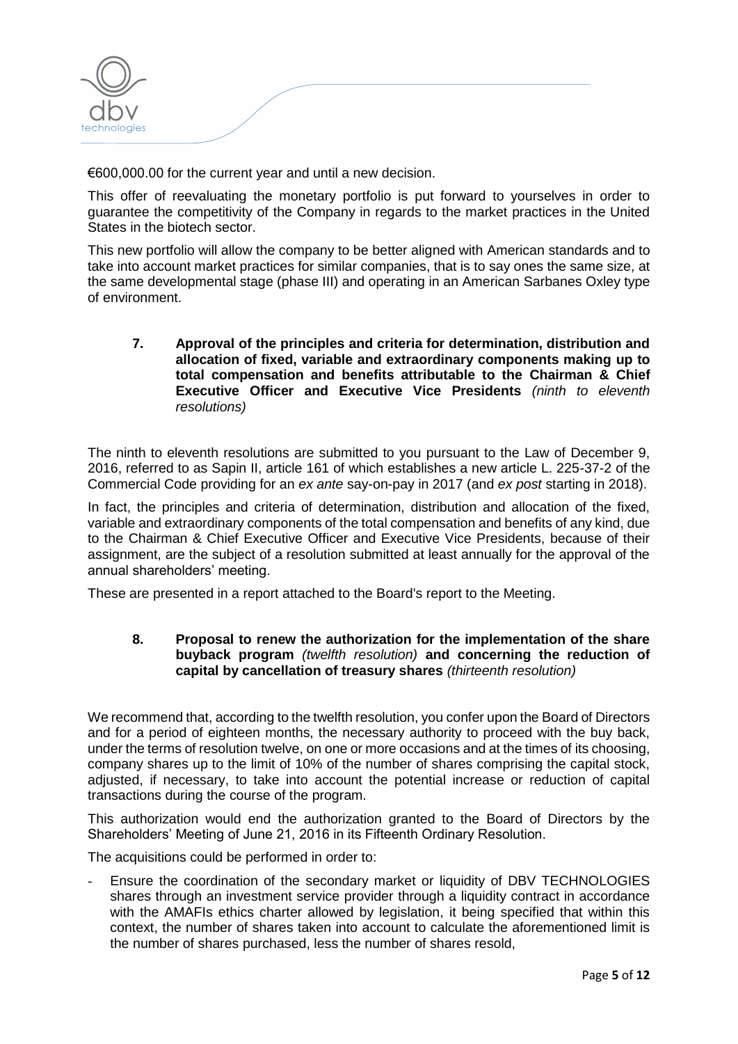€600,000.00 for the current year and until a new decision.

This offer of reevaluating the monetary portfolio is put forward to yourselves in order to guarantee the competitivity of the Company in regards to the market practices in the United States in the biotech sector.

This new portfolio will allow the company to be better aligned with American standards and to take into account market practices for similar companies, that is to say ones the same size, at the same developmental stage (phase III) and operating in an American Sarbanes Oxley type of environment.

### 7. Approval of the principles and criteria for determination, distribution and allocation of fixed, variable and extraordinary components making up to total compensation and benefits attributable to the Chairman & Chief Executive Officer and Executive Vice Presidents *(ninth to eleventh resolutions)*

The ninth to eleventh resolutions are submitted to you pursuant to the Law of December 9, 2016, referred to as Sapin II, article 161 of which establishes a new article L. 225-37-2 of the Commercial Code providing for an *ex ante* say-on-pay in 2017 (and *ex post* starting in 2018).

In fact, the principles and criteria of determination, distribution and allocation of the fixed, variable and extraordinary components of the total compensation and benefits of any kind, due to the Chairman & Chief Executive Officer and Executive Vice Presidents, because of their assignment, are the subject of a resolution submitted at least annually for the approval of the annual shareholders' meeting.

These are presented in a report attached to the Board's report to the Meeting.

### 8. Proposal to renew the authorization for the implementation of the share buyback program *(twelfth resolution)* and concerning the reduction of capital by cancellation of treasury shares *(thirteenth resolution)*

We recommend that, according to the twelfth resolution, you confer upon the Board of Directors and for a period of eighteen months, the necessary authority to proceed with the buy back, under the terms of resolution twelve, on one or more occasions and at the times of its choosing, company shares up to the limit of 10% of the number of shares comprising the capital stock, adjusted, if necessary, to take into account the potential increase or reduction of capital transactions during the course of the program.

This authorization would end the authorization granted to the Board of Directors by the Shareholders' Meeting of June 21, 2016 in its Fifteenth Ordinary Resolution.

The acquisitions could be performed in order to:

- Ensure the coordination of the secondary market or liquidity of DBV TECHNOLOGIES shares through an investment service provider through a liquidity contract in accordance with the AMAFIs ethics charter allowed by legislation, it being specified that within this context, the number of shares taken into account to calculate the aforementioned limit is the number of shares purchased, less the number of shares resold,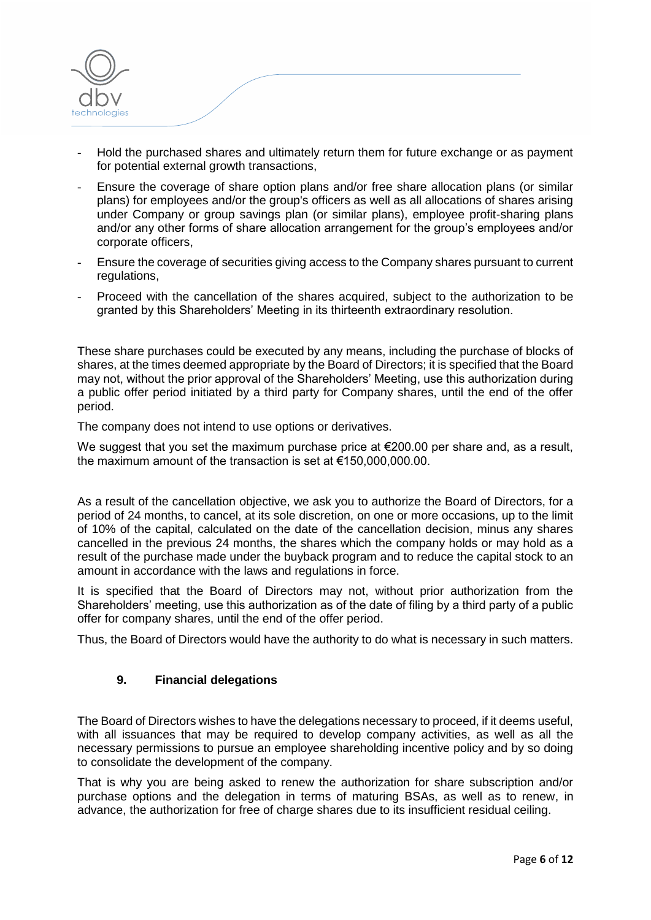- Hold the purchased shares and ultimately return them for future exchange or as payment for potential external growth transactions,
- Ensure the coverage of share option plans and/or free share allocation plans (or similar plans) for employees and/or the group's officers as well as all allocations of shares arising under Company or group savings plan (or similar plans), employee profit-sharing plans and/or any other forms of share allocation arrangement for the group's employees and/or corporate officers,
- Ensure the coverage of securities giving access to the Company shares pursuant to current regulations,
- Proceed with the cancellation of the shares acquired, subject to the authorization to be granted by this Shareholders' Meeting in its thirteenth extraordinary resolution.

These share purchases could be executed by any means, including the purchase of blocks of shares, at the times deemed appropriate by the Board of Directors; it is specified that the Board may not, without the prior approval of the Shareholders' Meeting, use this authorization during a public offer period initiated by a third party for Company shares, until the end of the offer period.

The company does not intend to use options or derivatives.

We suggest that you set the maximum purchase price at €200.00 per share and, as a result, the maximum amount of the transaction is set at €150,000,000.00.

As a result of the cancellation objective, we ask you to authorize the Board of Directors, for a period of 24 months, to cancel, at its sole discretion, on one or more occasions, up to the limit of 10% of the capital, calculated on the date of the cancellation decision, minus any shares cancelled in the previous 24 months, the shares which the company holds or may hold as a result of the purchase made under the buyback program and to reduce the capital stock to an amount in accordance with the laws and regulations in force.

It is specified that the Board of Directors may not, without prior authorization from the Shareholders' meeting, use this authorization as of the date of filing by a third party of a public offer for company shares, until the end of the offer period.

Thus, the Board of Directors would have the authority to do what is necessary in such matters.

## 9. Financial delegations

The Board of Directors wishes to have the delegations necessary to proceed, if it deems useful, with all issuances that may be required to develop company activities, as well as all the necessary permissions to pursue an employee shareholding incentive policy and by so doing to consolidate the development of the company.

That is why you are being asked to renew the authorization for share subscription and/or purchase options and the delegation in terms of maturing BSAs, as well as to renew, in advance, the authorization for free of charge shares due to its insufficient residual ceiling.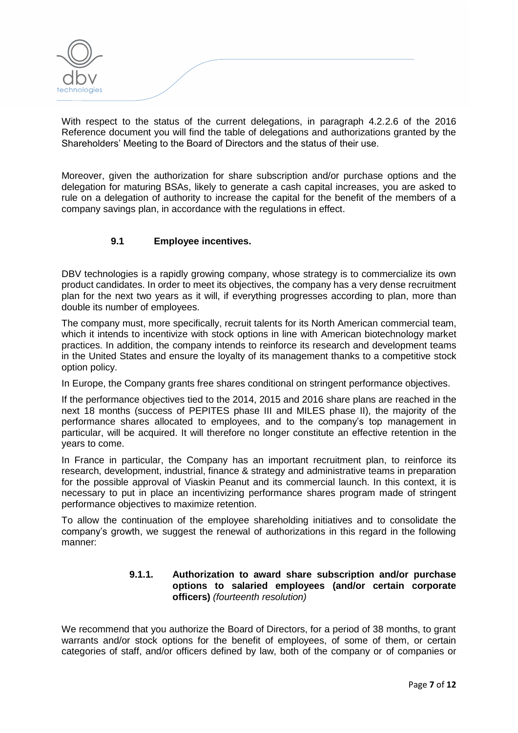With respect to the status of the current delegations, in paragraph 4.2.2.6 of the 2016 Reference document you will find the table of delegations and authorizations granted by the Shareholders' Meeting to the Board of Directors and the status of their use.

Moreover, given the authorization for share subscription and/or purchase options and the delegation for maturing BSAs, likely to generate a cash capital increases, you are asked to rule on a delegation of authority to increase the capital for the benefit of the members of a company savings plan, in accordance with the regulations in effect.

### 9.1 Employee incentives.

DBV technologies is a rapidly growing company, whose strategy is to commercialize its own product candidates. In order to meet its objectives, the company has a very dense recruitment plan for the next two years as it will, if everything progresses according to plan, more than double its number of employees.

The company must, more specifically, recruit talents for its North American commercial team, which it intends to incentivize with stock options in line with American biotechnology market practices. In addition, the company intends to reinforce its research and development teams in the United States and ensure the loyalty of its management thanks to a competitive stock option policy.

In Europe, the Company grants free shares conditional on stringent performance objectives.

If the performance objectives tied to the 2014, 2015 and 2016 share plans are reached in the next 18 months (success of PEPITES phase III and MILES phase II), the majority of the performance shares allocated to employees, and to the company's top management in particular, will be acquired. It will therefore no longer constitute an effective retention in the years to come.

In France in particular, the Company has an important recruitment plan, to reinforce its research, development, industrial, finance & strategy and administrative teams in preparation for the possible approval of Viaskin Peanut and its commercial launch. In this context, it is necessary to put in place an incentivizing performance shares program made of stringent performance objectives to maximize retention.

To allow the continuation of the employee shareholding initiatives and to consolidate the company's growth, we suggest the renewal of authorizations in this regard in the following manner:

#### 9.1.1. Authorization to award share subscription and/or purchase options to salaried employees (and/or certain corporate officers) *(fourteenth resolution)*

We recommend that you authorize the Board of Directors, for a period of 38 months, to grant warrants and/or stock options for the benefit of employees, of some of them, or certain categories of staff, and/or officers defined by law, both of the company or of companies or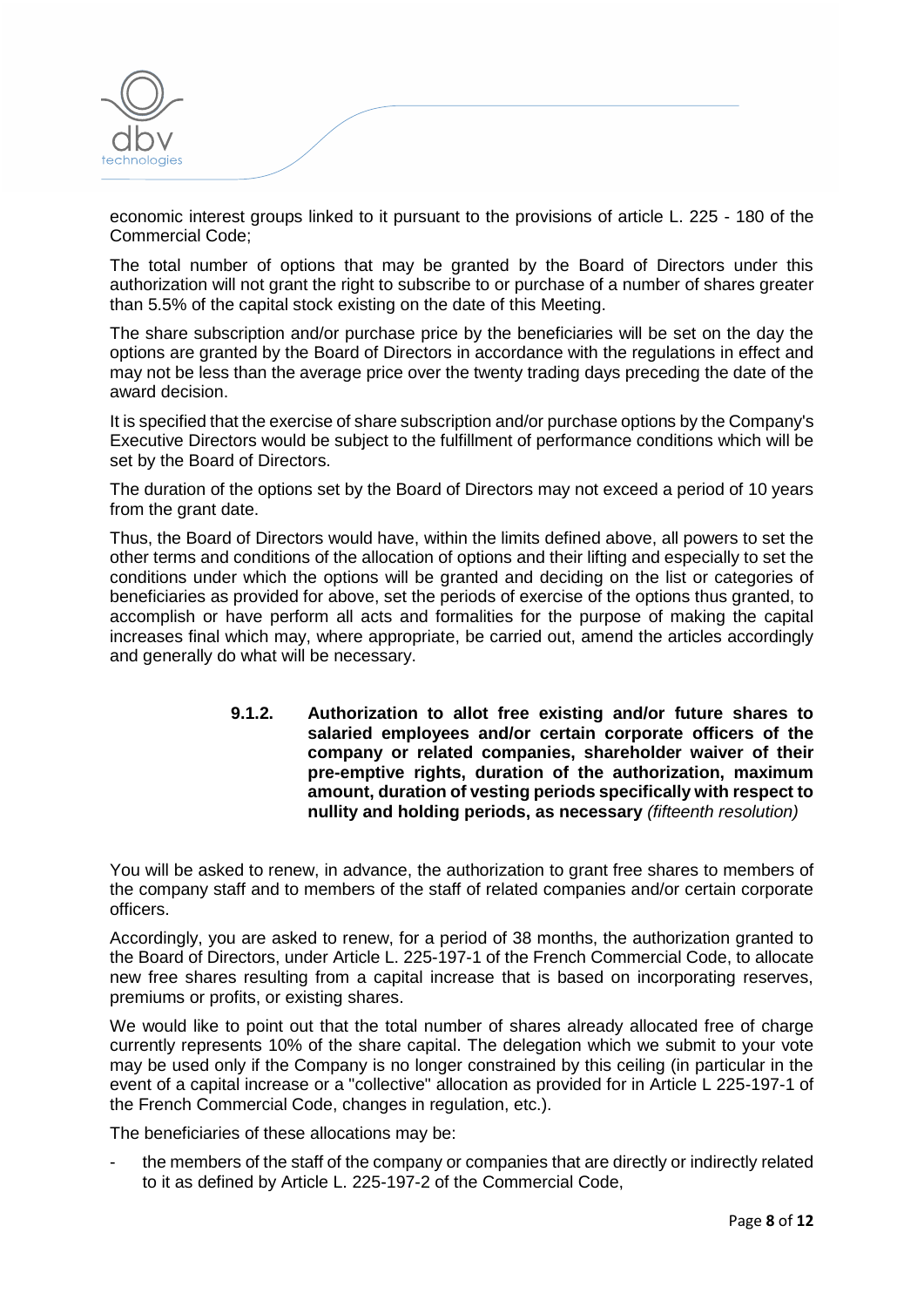economic interest groups linked to it pursuant to the provisions of article L. 225 - 180 of the Commercial Code;

The total number of options that may be granted by the Board of Directors under this authorization will not grant the right to subscribe to or purchase of a number of shares greater than 5.5% of the capital stock existing on the date of this Meeting.

The share subscription and/or purchase price by the beneficiaries will be set on the day the options are granted by the Board of Directors in accordance with the regulations in effect and may not be less than the average price over the twenty trading days preceding the date of the award decision.

It is specified that the exercise of share subscription and/or purchase options by the Company's Executive Directors would be subject to the fulfillment of performance conditions which will be set by the Board of Directors.

The duration of the options set by the Board of Directors may not exceed a period of 10 years from the grant date.

Thus, the Board of Directors would have, within the limits defined above, all powers to set the other terms and conditions of the allocation of options and their lifting and especially to set the conditions under which the options will be granted and deciding on the list or categories of beneficiaries as provided for above, set the periods of exercise of the options thus granted, to accomplish or have perform all acts and formalities for the purpose of making the capital increases final which may, where appropriate, be carried out, amend the articles accordingly and generally do what will be necessary.

#### 9.1.2. Authorization to allot free existing and/or future shares to salaried employees and/or certain corporate officers of the company or related companies, shareholder waiver of their pre-emptive rights, duration of the authorization, maximum amount, duration of vesting periods specifically with respect to nullity and holding periods, as necessary *(fifteenth resolution)*

You will be asked to renew, in advance, the authorization to grant free shares to members of the company staff and to members of the staff of related companies and/or certain corporate officers.

Accordingly, you are asked to renew, for a period of 38 months, the authorization granted to the Board of Directors, under Article L. 225-197-1 of the French Commercial Code, to allocate new free shares resulting from a capital increase that is based on incorporating reserves, premiums or profits, or existing shares.

We would like to point out that the total number of shares already allocated free of charge currently represents 10% of the share capital. The delegation which we submit to your vote may be used only if the Company is no longer constrained by this ceiling (in particular in the event of a capital increase or a "collective" allocation as provided for in Article L 225-197-1 of the French Commercial Code, changes in regulation, etc.).

The beneficiaries of these allocations may be:

- the members of the staff of the company or companies that are directly or indirectly related to it as defined by Article L. 225-197-2 of the Commercial Code,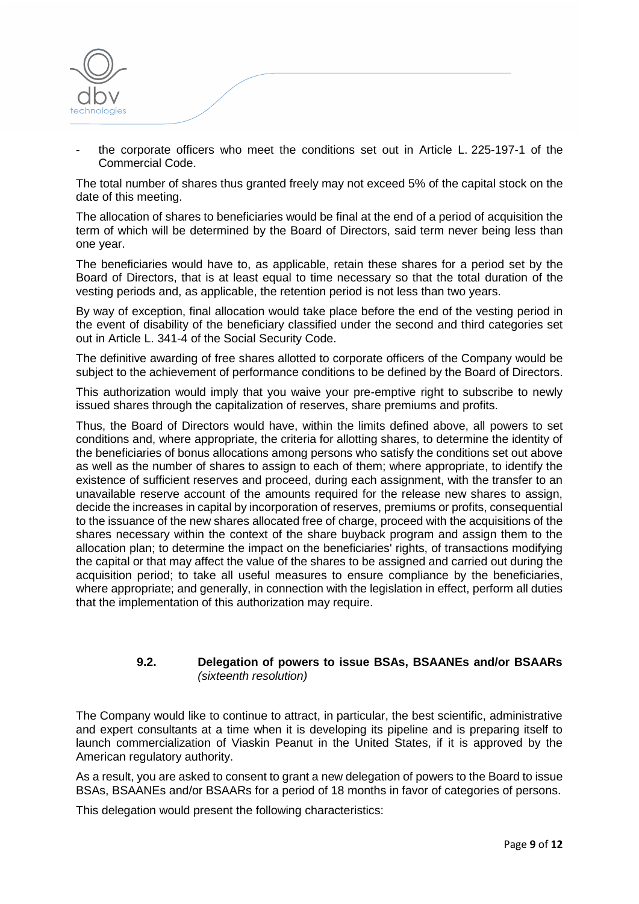- the corporate officers who meet the conditions set out in Article L. 225-197-1 of the Commercial Code.

The total number of shares thus granted freely may not exceed 5% of the capital stock on the date of this meeting.

The allocation of shares to beneficiaries would be final at the end of a period of acquisition the term of which will be determined by the Board of Directors, said term never being less than one year.

The beneficiaries would have to, as applicable, retain these shares for a period set by the Board of Directors, that is at least equal to time necessary so that the total duration of the vesting periods and, as applicable, the retention period is not less than two years.

By way of exception, final allocation would take place before the end of the vesting period in the event of disability of the beneficiary classified under the second and third categories set out in Article L. 341-4 of the Social Security Code.

The definitive awarding of free shares allotted to corporate officers of the Company would be subject to the achievement of performance conditions to be defined by the Board of Directors.

This authorization would imply that you waive your pre-emptive right to subscribe to newly issued shares through the capitalization of reserves, share premiums and profits.

Thus, the Board of Directors would have, within the limits defined above, all powers to set conditions and, where appropriate, the criteria for allotting shares, to determine the identity of the beneficiaries of bonus allocations among persons who satisfy the conditions set out above as well as the number of shares to assign to each of them; where appropriate, to identify the existence of sufficient reserves and proceed, during each assignment, with the transfer to an unavailable reserve account of the amounts required for the release new shares to assign, decide the increases in capital by incorporation of reserves, premiums or profits, consequential to the issuance of the new shares allocated free of charge, proceed with the acquisitions of the shares necessary within the context of the share buyback program and assign them to the allocation plan; to determine the impact on the beneficiaries' rights, of transactions modifying the capital or that may affect the value of the shares to be assigned and carried out during the acquisition period; to take all useful measures to ensure compliance by the beneficiaries, where appropriate; and generally, in connection with the legislation in effect, perform all duties that the implementation of this authorization may require.

### 9.2. Delegation of powers to issue BSAs, BSAANEs and/or BSAARs *(sixteenth resolution)*

The Company would like to continue to attract, in particular, the best scientific, administrative and expert consultants at a time when it is developing its pipeline and is preparing itself to launch commercialization of Viaskin Peanut in the United States, if it is approved by the American regulatory authority.

As a result, you are asked to consent to grant a new delegation of powers to the Board to issue BSAs, BSAANEs and/or BSAARs for a period of 18 months in favor of categories of persons.

This delegation would present the following characteristics: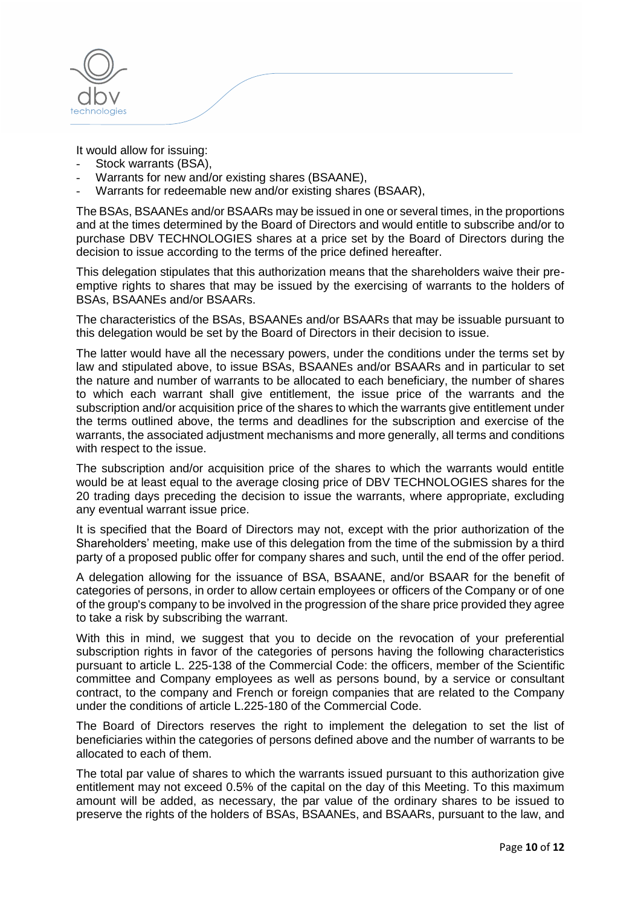It would allow for issuing:

- Stock warrants (BSA),
- Warrants for new and/or existing shares (BSAANE),
- Warrants for redeemable new and/or existing shares (BSAAR),

The BSAs, BSAANEs and/or BSAARs may be issued in one or several times, in the proportions and at the times determined by the Board of Directors and would entitle to subscribe and/or to purchase DBV TECHNOLOGIES shares at a price set by the Board of Directors during the decision to issue according to the terms of the price defined hereafter.

This delegation stipulates that this authorization means that the shareholders waive their pre-emptive rights to shares that may be issued by the exercising of warrants to the holders of BSAs, BSAANEs and/or BSAARs.

The characteristics of the BSAs, BSAANEs and/or BSAARs that may be issuable pursuant to this delegation would be set by the Board of Directors in their decision to issue.

The latter would have all the necessary powers, under the conditions under the terms set by law and stipulated above, to issue BSAs, BSAANEs and/or BSAARs and in particular to set the nature and number of warrants to be allocated to each beneficiary, the number of shares to which each warrant shall give entitlement, the issue price of the warrants and the subscription and/or acquisition price of the shares to which the warrants give entitlement under the terms outlined above, the terms and deadlines for the subscription and exercise of the warrants, the associated adjustment mechanisms and more generally, all terms and conditions with respect to the issue.

The subscription and/or acquisition price of the shares to which the warrants would entitle would be at least equal to the average closing price of DBV TECHNOLOGIES shares for the 20 trading days preceding the decision to issue the warrants, where appropriate, excluding any eventual warrant issue price.

It is specified that the Board of Directors may not, except with the prior authorization of the Shareholders' meeting, make use of this delegation from the time of the submission by a third party of a proposed public offer for company shares and such, until the end of the offer period.

A delegation allowing for the issuance of BSA, BSAANE, and/or BSAAR for the benefit of categories of persons, in order to allow certain employees or officers of the Company or of one of the group's company to be involved in the progression of the share price provided they agree to take a risk by subscribing the warrant.

With this in mind, we suggest that you to decide on the revocation of your preferential subscription rights in favor of the categories of persons having the following characteristics pursuant to article L. 225-138 of the Commercial Code: the officers, member of the Scientific committee and Company employees as well as persons bound, by a service or consultant contract, to the company and French or foreign companies that are related to the Company under the conditions of article L.225-180 of the Commercial Code.

The Board of Directors reserves the right to implement the delegation to set the list of beneficiaries within the categories of persons defined above and the number of warrants to be allocated to each of them.

The total par value of shares to which the warrants issued pursuant to this authorization give entitlement may not exceed 0.5% of the capital on the day of this Meeting. To this maximum amount will be added, as necessary, the par value of the ordinary shares to be issued to preserve the rights of the holders of BSAs, BSAANEs, and BSAARs, pursuant to the law, and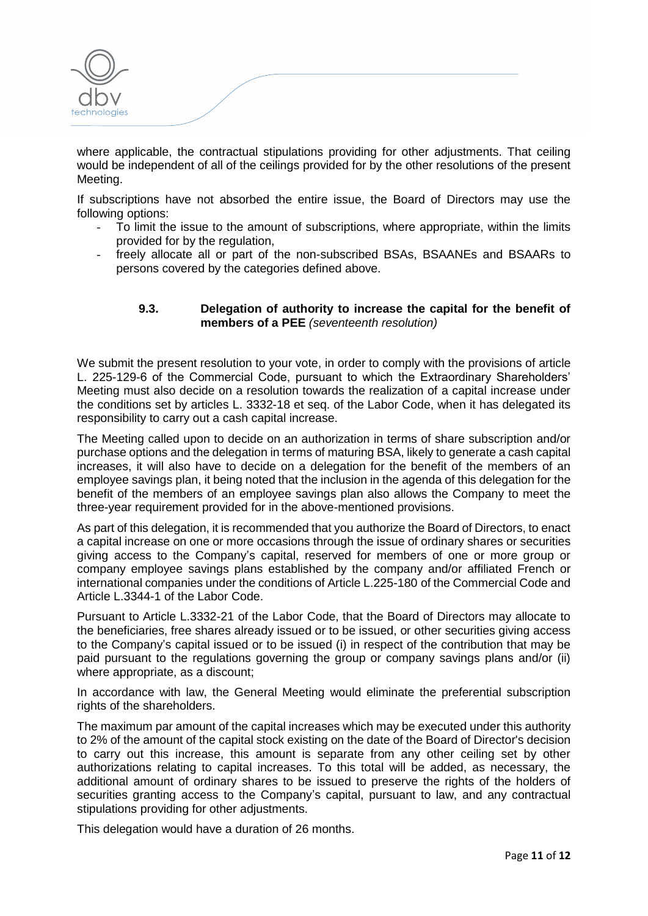where applicable, the contractual stipulations providing for other adjustments. That ceiling would be independent of all of the ceilings provided for by the other resolutions of the present Meeting.

If subscriptions have not absorbed the entire issue, the Board of Directors may use the following options:

- To limit the issue to the amount of subscriptions, where appropriate, within the limits provided for by the regulation,
- freely allocate all or part of the non-subscribed BSAs, BSAANEs and BSAARs to persons covered by the categories defined above.

### 9.3. Delegation of authority to increase the capital for the benefit of members of a PEE *(seventeenth resolution)*

We submit the present resolution to your vote, in order to comply with the provisions of article L. 225-129-6 of the Commercial Code, pursuant to which the Extraordinary Shareholders' Meeting must also decide on a resolution towards the realization of a capital increase under the conditions set by articles L. 3332-18 et seq. of the Labor Code, when it has delegated its responsibility to carry out a cash capital increase.

The Meeting called upon to decide on an authorization in terms of share subscription and/or purchase options and the delegation in terms of maturing BSA, likely to generate a cash capital increases, it will also have to decide on a delegation for the benefit of the members of an employee savings plan, it being noted that the inclusion in the agenda of this delegation for the benefit of the members of an employee savings plan also allows the Company to meet the three-year requirement provided for in the above-mentioned provisions.

As part of this delegation, it is recommended that you authorize the Board of Directors, to enact a capital increase on one or more occasions through the issue of ordinary shares or securities giving access to the Company's capital, reserved for members of one or more group or company employee savings plans established by the company and/or affiliated French or international companies under the conditions of Article L.225-180 of the Commercial Code and Article L.3344-1 of the Labor Code.

Pursuant to Article L.3332-21 of the Labor Code, that the Board of Directors may allocate to the beneficiaries, free shares already issued or to be issued, or other securities giving access to the Company's capital issued or to be issued (i) in respect of the contribution that may be paid pursuant to the regulations governing the group or company savings plans and/or (ii) where appropriate, as a discount;

In accordance with law, the General Meeting would eliminate the preferential subscription rights of the shareholders.

The maximum par amount of the capital increases which may be executed under this authority to 2% of the amount of the capital stock existing on the date of the Board of Director's decision to carry out this increase, this amount is separate from any other ceiling set by other authorizations relating to capital increases. To this total will be added, as necessary, the additional amount of ordinary shares to be issued to preserve the rights of the holders of securities granting access to the Company's capital, pursuant to law, and any contractual stipulations providing for other adjustments.

This delegation would have a duration of 26 months.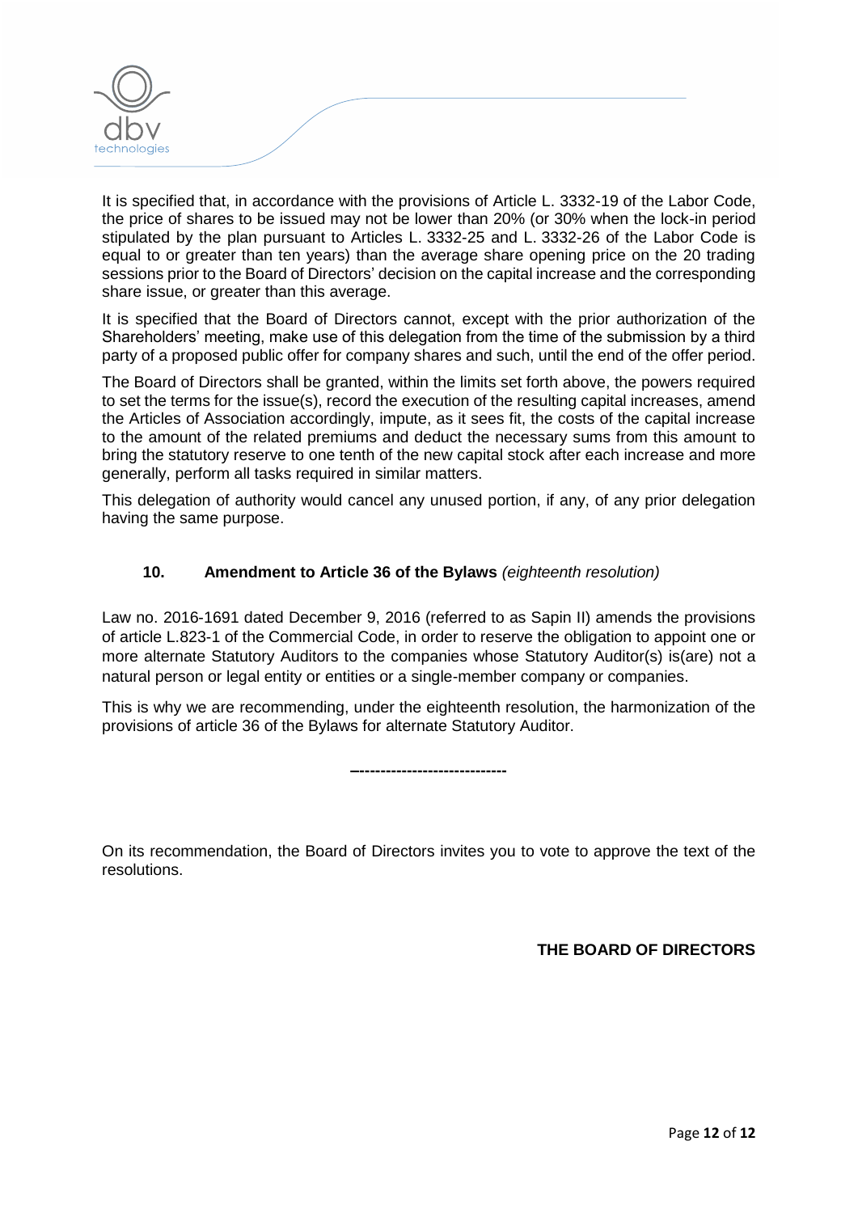It is specified that, in accordance with the provisions of Article L. 3332-19 of the Labor Code, the price of shares to be issued may not be lower than 20% (or 30% when the lock-in period stipulated by the plan pursuant to Articles L. 3332-25 and L. 3332-26 of the Labor Code is equal to or greater than ten years) than the average share opening price on the 20 trading sessions prior to the Board of Directors' decision on the capital increase and the corresponding share issue, or greater than this average.

It is specified that the Board of Directors cannot, except with the prior authorization of the Shareholders' meeting, make use of this delegation from the time of the submission by a third party of a proposed public offer for company shares and such, until the end of the offer period.

The Board of Directors shall be granted, within the limits set forth above, the powers required to set the terms for the issue(s), record the execution of the resulting capital increases, amend the Articles of Association accordingly, impute, as it sees fit, the costs of the capital increase to the amount of the related premiums and deduct the necessary sums from this amount to bring the statutory reserve to one tenth of the new capital stock after each increase and more generally, perform all tasks required in similar matters.

This delegation of authority would cancel any unused portion, if any, of any prior delegation having the same purpose.

## 10. Amendment to Article 36 of the Bylaws *(eighteenth resolution)*

Law no. 2016-1691 dated December 9, 2016 (referred to as Sapin II) amends the provisions of article L.823-1 of the Commercial Code, in order to reserve the obligation to appoint one or more alternate Statutory Auditors to the companies whose Statutory Auditor(s) is(are) not a natural person or legal entity or entities or a single-member company or companies.

This is why we are recommending, under the eighteenth resolution, the harmonization of the provisions of article 36 of the Bylaws for alternate Statutory Auditor.

-----------------------------

On its recommendation, the Board of Directors invites you to vote to approve the text of the resolutions.

**THE BOARD OF DIRECTORS**